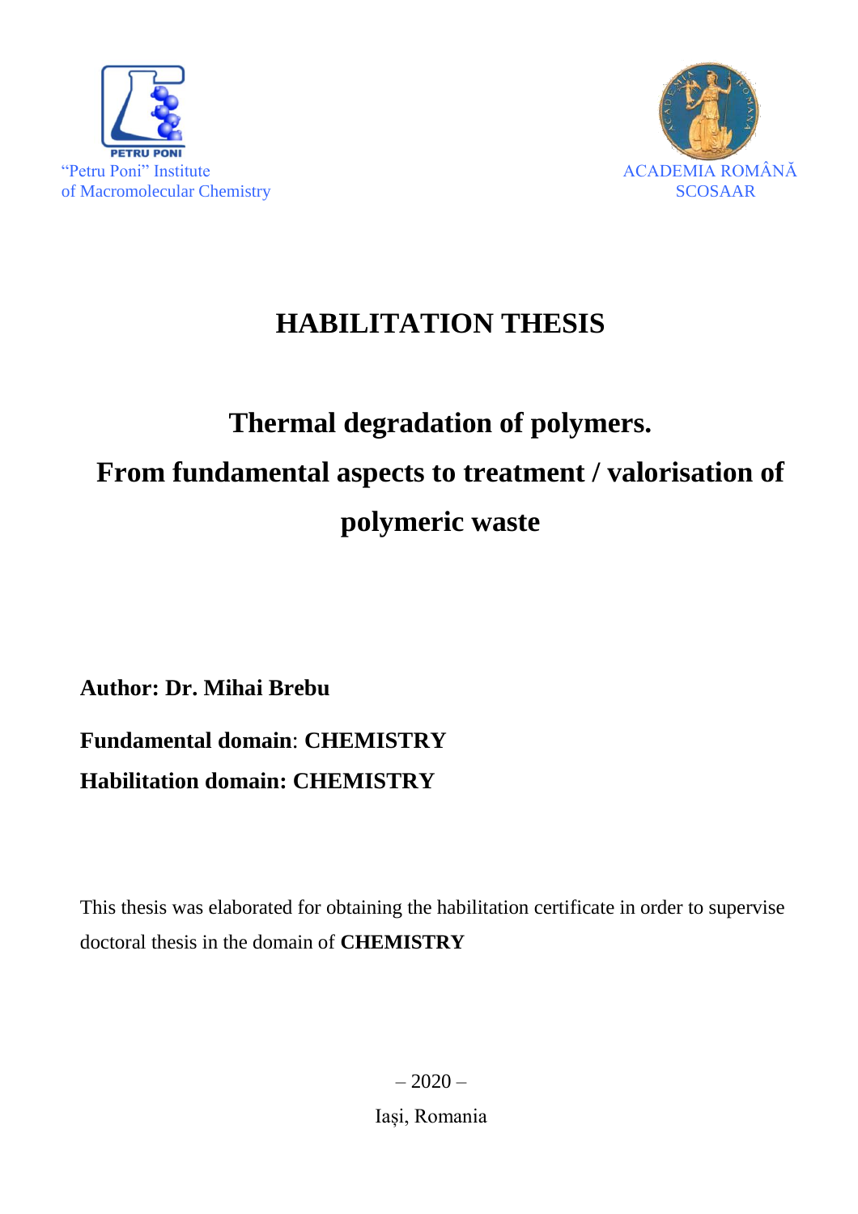"Petru Poni" Institute
of Macromolecular Chemistry

ACADEMIA ROMÂNĂ
SCOSAAR

# HABILITATION THESIS

# Thermal degradation of polymers. From fundamental aspects to treatment / valorisation of polymeric waste

**Author: Dr. Mihai Brebu**

**Fundamental domain**: **CHEMISTRY**

**Habilitation domain: CHEMISTRY**

This thesis was elaborated for obtaining the habilitation certificate in order to supervise doctoral thesis in the domain of **CHEMISTRY**

– 2020 –

Iași, Romania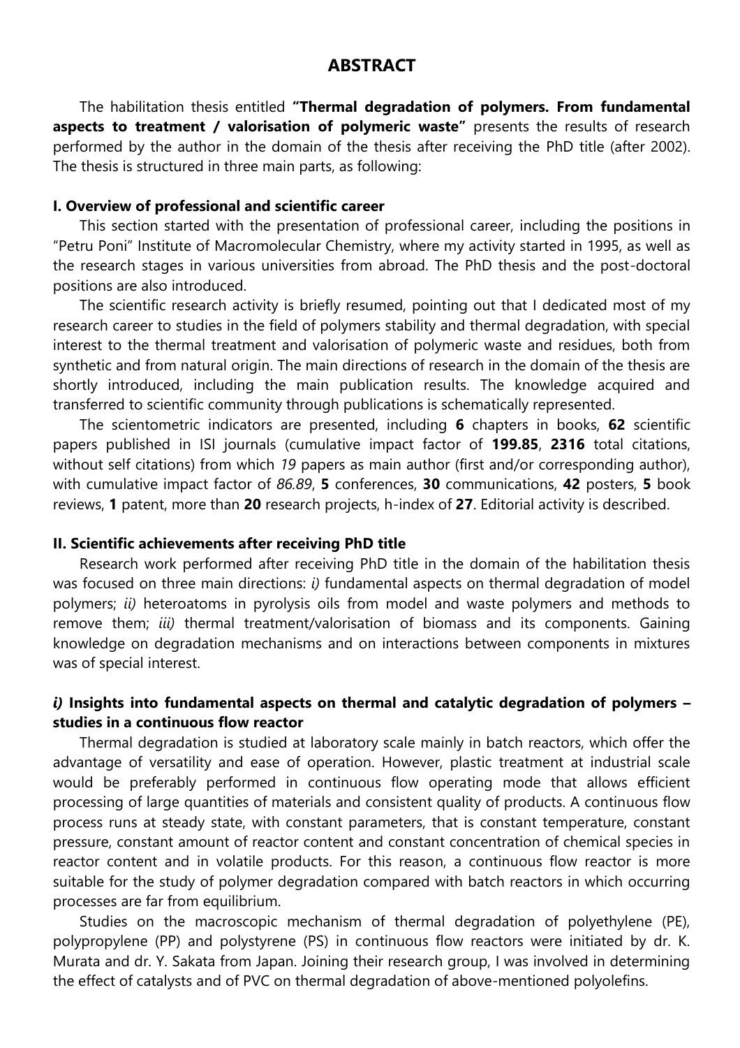# ABSTRACT

The habilitation thesis entitled **"Thermal degradation of polymers. From fundamental aspects to treatment / valorisation of polymeric waste"** presents the results of research performed by the author in the domain of the thesis after receiving the PhD title (after 2002). The thesis is structured in three main parts, as following:

### I. Overview of professional and scientific career

This section started with the presentation of professional career, including the positions in "Petru Poni" Institute of Macromolecular Chemistry, where my activity started in 1995, as well as the research stages in various universities from abroad. The PhD thesis and the post-doctoral positions are also introduced.

The scientific research activity is briefly resumed, pointing out that I dedicated most of my research career to studies in the field of polymers stability and thermal degradation, with special interest to the thermal treatment and valorisation of polymeric waste and residues, both from synthetic and from natural origin. The main directions of research in the domain of the thesis are shortly introduced, including the main publication results. The knowledge acquired and transferred to scientific community through publications is schematically represented.

The scientometric indicators are presented, including **6** chapters in books, **62** scientific papers published in ISI journals (cumulative impact factor of **199.85**, **2316** total citations, without self citations) from which *19* papers as main author (first and/or corresponding author), with cumulative impact factor of *86.89*, **5** conferences, **30** communications, **42** posters, **5** book reviews, **1** patent, more than **20** research projects, h-index of **27**. Editorial activity is described.

### II. Scientific achievements after receiving PhD title

Research work performed after receiving PhD title in the domain of the habilitation thesis was focused on three main directions: *i)* fundamental aspects on thermal degradation of model polymers; *ii)* heteroatoms in pyrolysis oils from model and waste polymers and methods to remove them; *iii)* thermal treatment/valorisation of biomass and its components. Gaining knowledge on degradation mechanisms and on interactions between components in mixtures was of special interest.

#### *i)* Insights into fundamental aspects on thermal and catalytic degradation of polymers – studies in a continuous flow reactor

Thermal degradation is studied at laboratory scale mainly in batch reactors, which offer the advantage of versatility and ease of operation. However, plastic treatment at industrial scale would be preferably performed in continuous flow operating mode that allows efficient processing of large quantities of materials and consistent quality of products. A continuous flow process runs at steady state, with constant parameters, that is constant temperature, constant pressure, constant amount of reactor content and constant concentration of chemical species in reactor content and in volatile products. For this reason, a continuous flow reactor is more suitable for the study of polymer degradation compared with batch reactors in which occurring processes are far from equilibrium.

Studies on the macroscopic mechanism of thermal degradation of polyethylene (PE), polypropylene (PP) and polystyrene (PS) in continuous flow reactors were initiated by dr. K. Murata and dr. Y. Sakata from Japan. Joining their research group, I was involved in determining the effect of catalysts and of PVC on thermal degradation of above-mentioned polyolefins.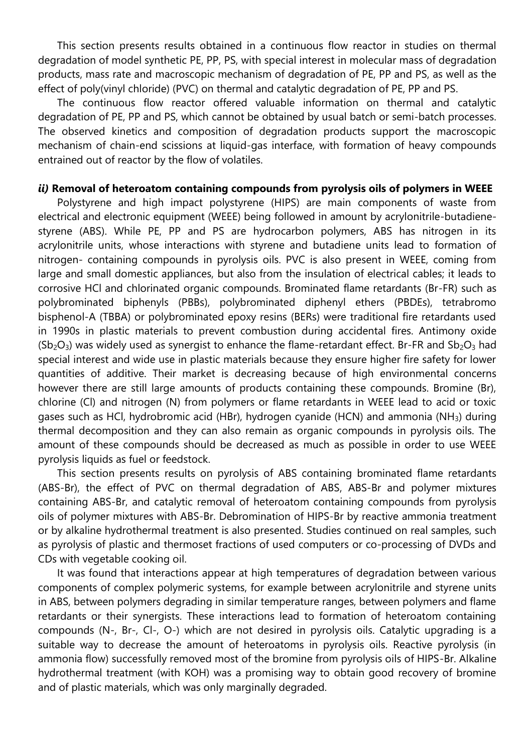This section presents results obtained in a continuous flow reactor in studies on thermal degradation of model synthetic PE, PP, PS, with special interest in molecular mass of degradation products, mass rate and macroscopic mechanism of degradation of PE, PP and PS, as well as the effect of poly(vinyl chloride) (PVC) on thermal and catalytic degradation of PE, PP and PS.

The continuous flow reactor offered valuable information on thermal and catalytic degradation of PE, PP and PS, which cannot be obtained by usual batch or semi-batch processes. The observed kinetics and composition of degradation products support the macroscopic mechanism of chain-end scissions at liquid-gas interface, with formation of heavy compounds entrained out of reactor by the flow of volatiles.

***ii)* Removal of heteroatom containing compounds from pyrolysis oils of polymers in WEEE**

Polystyrene and high impact polystyrene (HIPS) are main components of waste from electrical and electronic equipment (WEEE) being followed in amount by acrylonitrile-butadiene-styrene (ABS). While PE, PP and PS are hydrocarbon polymers, ABS has nitrogen in its acrylonitrile units, whose interactions with styrene and butadiene units lead to formation of nitrogen- containing compounds in pyrolysis oils. PVC is also present in WEEE, coming from large and small domestic appliances, but also from the insulation of electrical cables; it leads to corrosive HCl and chlorinated organic compounds. Brominated flame retardants (Br-FR) such as polybrominated biphenyls (PBBs), polybrominated diphenyl ethers (PBDEs), tetrabromo bisphenol-A (TBBA) or polybrominated epoxy resins (BERs) were traditional fire retardants used in 1990s in plastic materials to prevent combustion during accidental fires. Antimony oxide ($Sb_2O_3$) was widely used as synergist to enhance the flame-retardant effect. Br-FR and $Sb_2O_3$ had special interest and wide use in plastic materials because they ensure higher fire safety for lower quantities of additive. Their market is decreasing because of high environmental concerns however there are still large amounts of products containing these compounds. Bromine (Br), chlorine (Cl) and nitrogen (N) from polymers or flame retardants in WEEE lead to acid or toxic gases such as HCl, hydrobromic acid (HBr), hydrogen cyanide (HCN) and ammonia ($NH_3$) during thermal decomposition and they can also remain as organic compounds in pyrolysis oils. The amount of these compounds should be decreased as much as possible in order to use WEEE pyrolysis liquids as fuel or feedstock.

This section presents results on pyrolysis of ABS containing brominated flame retardants (ABS-Br), the effect of PVC on thermal degradation of ABS, ABS-Br and polymer mixtures containing ABS-Br, and catalytic removal of heteroatom containing compounds from pyrolysis oils of polymer mixtures with ABS-Br. Debromination of HIPS-Br by reactive ammonia treatment or by alkaline hydrothermal treatment is also presented. Studies continued on real samples, such as pyrolysis of plastic and thermoset fractions of used computers or co-processing of DVDs and CDs with vegetable cooking oil.

It was found that interactions appear at high temperatures of degradation between various components of complex polymeric systems, for example between acrylonitrile and styrene units in ABS, between polymers degrading in similar temperature ranges, between polymers and flame retardants or their synergists. These interactions lead to formation of heteroatom containing compounds (N-, Br-, Cl-, O-) which are not desired in pyrolysis oils. Catalytic upgrading is a suitable way to decrease the amount of heteroatoms in pyrolysis oils. Reactive pyrolysis (in ammonia flow) successfully removed most of the bromine from pyrolysis oils of HIPS-Br. Alkaline hydrothermal treatment (with KOH) was a promising way to obtain good recovery of bromine and of plastic materials, which was only marginally degraded.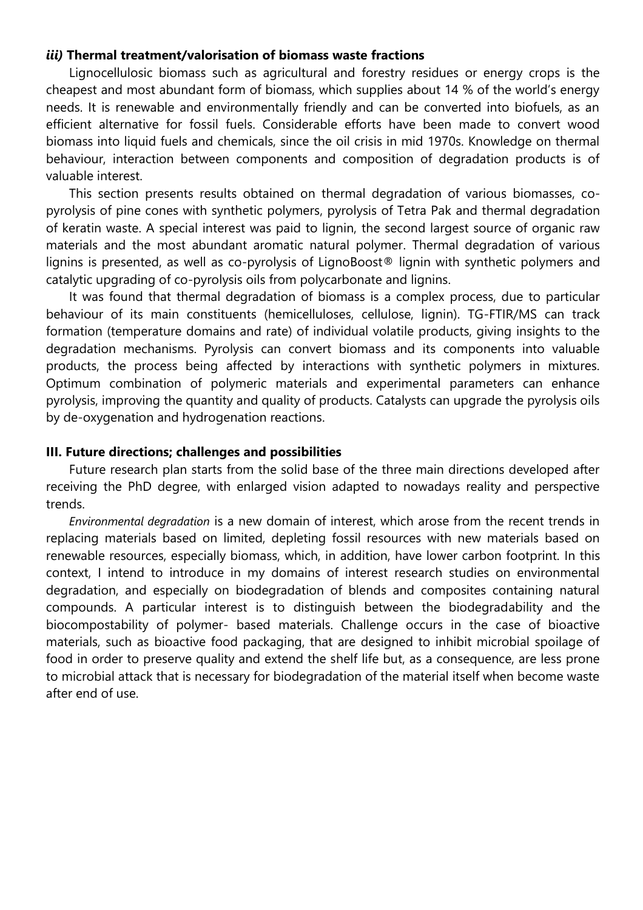### *iii)* Thermal treatment/valorisation of biomass waste fractions

Lignocellulosic biomass such as agricultural and forestry residues or energy crops is the cheapest and most abundant form of biomass, which supplies about 14 % of the world's energy needs. It is renewable and environmentally friendly and can be converted into biofuels, as an efficient alternative for fossil fuels. Considerable efforts have been made to convert wood biomass into liquid fuels and chemicals, since the oil crisis in mid 1970s. Knowledge on thermal behaviour, interaction between components and composition of degradation products is of valuable interest.

This section presents results obtained on thermal degradation of various biomasses, co-pyrolysis of pine cones with synthetic polymers, pyrolysis of Tetra Pak and thermal degradation of keratin waste. A special interest was paid to lignin, the second largest source of organic raw materials and the most abundant aromatic natural polymer. Thermal degradation of various lignins is presented, as well as co-pyrolysis of LignoBoost® lignin with synthetic polymers and catalytic upgrading of co-pyrolysis oils from polycarbonate and lignins.

It was found that thermal degradation of biomass is a complex process, due to particular behaviour of its main constituents (hemicelluloses, cellulose, lignin). TG-FTIR/MS can track formation (temperature domains and rate) of individual volatile products, giving insights to the degradation mechanisms. Pyrolysis can convert biomass and its components into valuable products, the process being affected by interactions with synthetic polymers in mixtures. Optimum combination of polymeric materials and experimental parameters can enhance pyrolysis, improving the quantity and quality of products. Catalysts can upgrade the pyrolysis oils by de-oxygenation and hydrogenation reactions.

## III. Future directions; challenges and possibilities

Future research plan starts from the solid base of the three main directions developed after receiving the PhD degree, with enlarged vision adapted to nowadays reality and perspective trends.

*Environmental degradation* is a new domain of interest, which arose from the recent trends in replacing materials based on limited, depleting fossil resources with new materials based on renewable resources, especially biomass, which, in addition, have lower carbon footprint. In this context, I intend to introduce in my domains of interest research studies on environmental degradation, and especially on biodegradation of blends and composites containing natural compounds. A particular interest is to distinguish between the biodegradability and the biocompostability of polymer- based materials. Challenge occurs in the case of bioactive materials, such as bioactive food packaging, that are designed to inhibit microbial spoilage of food in order to preserve quality and extend the shelf life but, as a consequence, are less prone to microbial attack that is necessary for biodegradation of the material itself when become waste after end of use.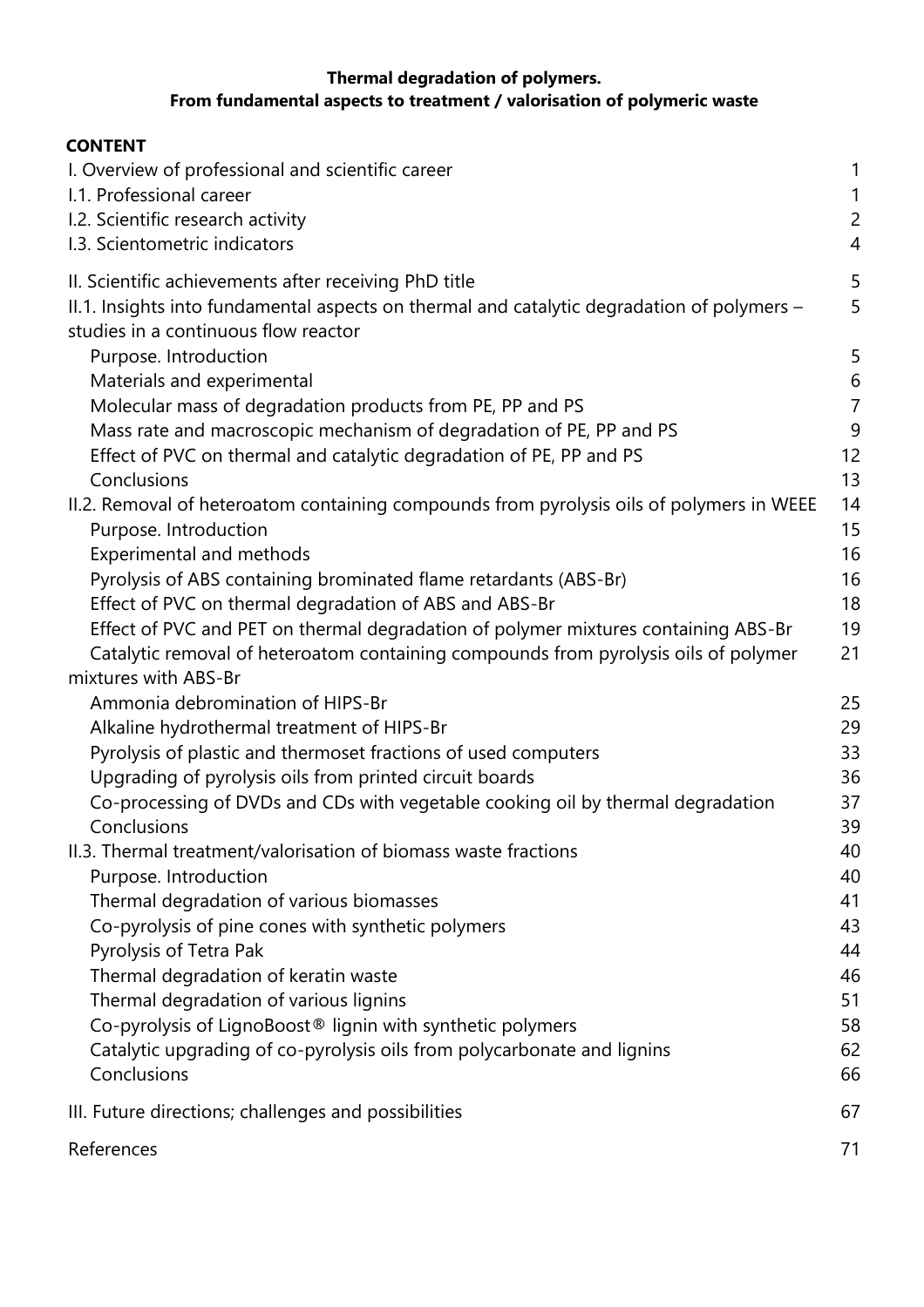**Thermal degradation of polymers.**
**From fundamental aspects to treatment / valorisation of polymeric waste**

**CONTENT**

| | |
|---|---|
| I. Overview of professional and scientific career | 1 |
| I.1. Professional career | 1 |
| I.2. Scientific research activity | 2 |
| I.3. Scientometric indicators | 4 |
| II. Scientific achievements after receiving PhD title | 5 |
| II.1. Insights into fundamental aspects on thermal and catalytic degradation of polymers – studies in a continuous flow reactor | 5 |
| Purpose. Introduction | 5 |
| Materials and experimental | 6 |
| Molecular mass of degradation products from PE, PP and PS | 7 |
| Mass rate and macroscopic mechanism of degradation of PE, PP and PS | 9 |
| Effect of PVC on thermal and catalytic degradation of PE, PP and PS | 12 |
| Conclusions | 13 |
| II.2. Removal of heteroatom containing compounds from pyrolysis oils of polymers in WEEE | 14 |
| Purpose. Introduction | 15 |
| Experimental and methods | 16 |
| Pyrolysis of ABS containing brominated flame retardants (ABS-Br) | 16 |
| Effect of PVC on thermal degradation of ABS and ABS-Br | 18 |
| Effect of PVC and PET on thermal degradation of polymer mixtures containing ABS-Br | 19 |
| Catalytic removal of heteroatom containing compounds from pyrolysis oils of polymer mixtures with ABS-Br | 21 |
| Ammonia debromination of HIPS-Br | 25 |
| Alkaline hydrothermal treatment of HIPS-Br | 29 |
| Pyrolysis of plastic and thermoset fractions of used computers | 33 |
| Upgrading of pyrolysis oils from printed circuit boards | 36 |
| Co-processing of DVDs and CDs with vegetable cooking oil by thermal degradation | 37 |
| Conclusions | 39 |
| II.3. Thermal treatment/valorisation of biomass waste fractions | 40 |
| Purpose. Introduction | 40 |
| Thermal degradation of various biomasses | 41 |
| Co-pyrolysis of pine cones with synthetic polymers | 43 |
| Pyrolysis of Tetra Pak | 44 |
| Thermal degradation of keratin waste | 46 |
| Thermal degradation of various lignins | 51 |
| Co-pyrolysis of LignoBoost® lignin with synthetic polymers | 58 |
| Catalytic upgrading of co-pyrolysis oils from polycarbonate and lignins | 62 |
| Conclusions | 66 |
| III. Future directions; challenges and possibilities | 67 |
| References | 71 |